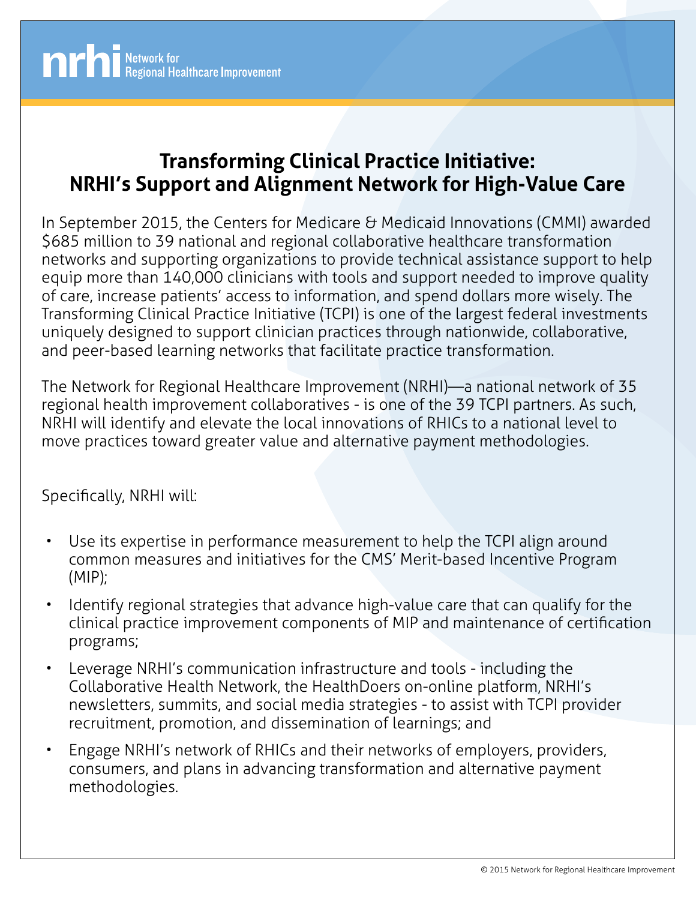nrhi Network for Regional Healthcare Improvement

# Transforming Clinical Practice Initiative: NRHI's Support and Alignment Network for High-Value Care

In September 2015, the Centers for Medicare & Medicaid Innovations (CMMI) awarded $685 million to 39 national and regional collaborative healthcare transformation networks and supporting organizations to provide technical assistance support to help equip more than 140,000 clinicians with tools and support needed to improve quality of care, increase patients' access to information, and spend dollars more wisely. The Transforming Clinical Practice Initiative (TCPI) is one of the largest federal investments uniquely designed to support clinician practices through nationwide, collaborative, and peer-based learning networks that facilitate practice transformation.

The Network for Regional Healthcare Improvement (NRHI)—a national network of 35 regional health improvement collaboratives - is one of the 39 TCPI partners. As such, NRHI will identify and elevate the local innovations of RHICs to a national level to move practices toward greater value and alternative payment methodologies.

Specifically, NRHI will:

- Use its expertise in performance measurement to help the TCPI align around common measures and initiatives for the CMS' Merit-based Incentive Program (MIP);
- Identify regional strategies that advance high-value care that can qualify for the clinical practice improvement components of MIP and maintenance of certification programs;
- Leverage NRHI's communication infrastructure and tools - including the Collaborative Health Network, the HealthDoers on-online platform, NRHI's newsletters, summits, and social media strategies - to assist with TCPI provider recruitment, promotion, and dissemination of learnings; and
- Engage NRHI's network of RHICs and their networks of employers, providers, consumers, and plans in advancing transformation and alternative payment methodologies.

© 2015 Network for Regional Healthcare Improvement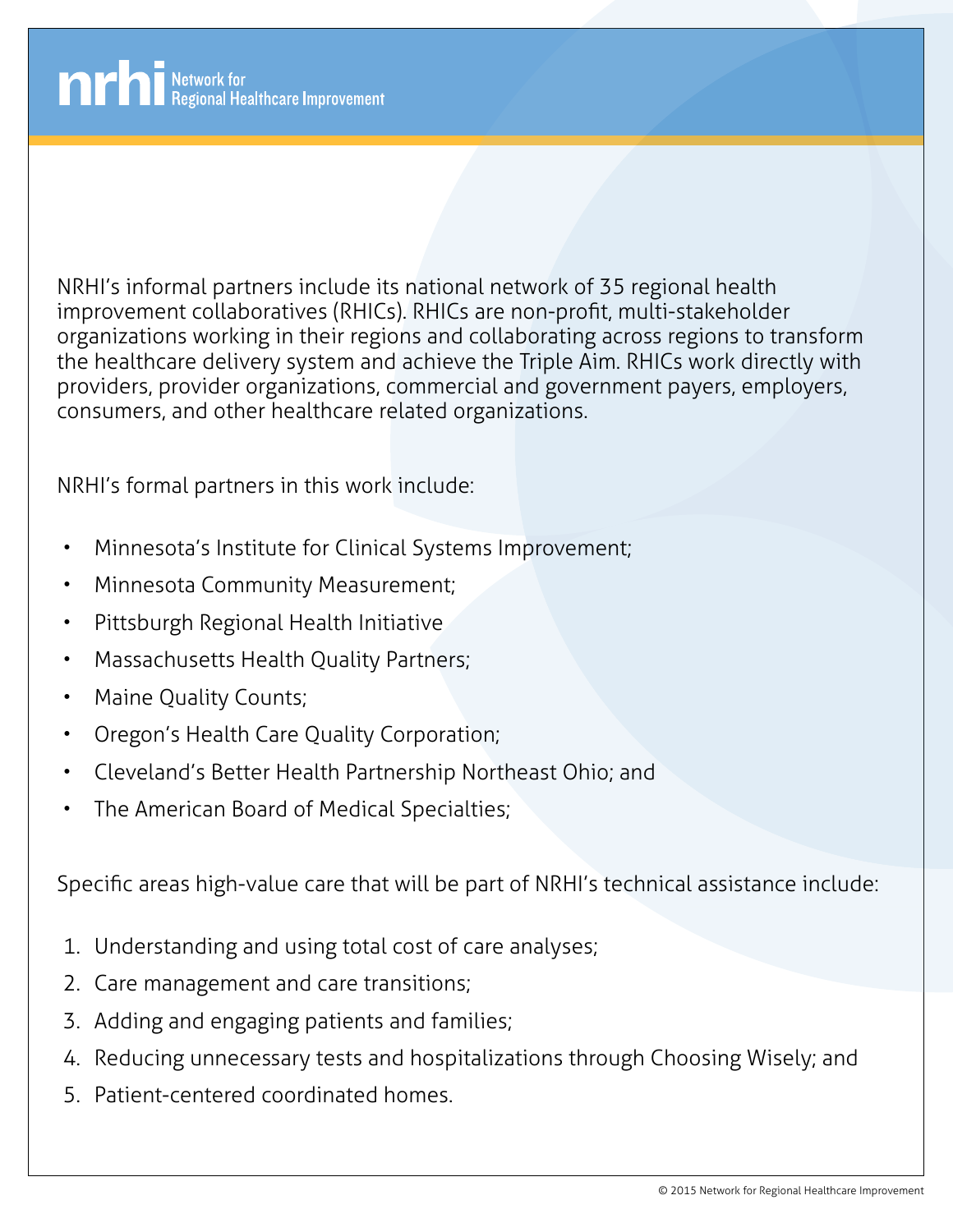NRHI's informal partners include its national network of 35 regional health improvement collaboratives (RHICs). RHICs are non-profit, multi-stakeholder organizations working in their regions and collaborating across regions to transform the healthcare delivery system and achieve the Triple Aim. RHICs work directly with providers, provider organizations, commercial and government payers, employers, consumers, and other healthcare related organizations.

NRHI's formal partners in this work include:

- Minnesota's Institute for Clinical Systems Improvement;
- Minnesota Community Measurement;
- Pittsburgh Regional Health Initiative
- Massachusetts Health Quality Partners;
- Maine Quality Counts;
- Oregon's Health Care Quality Corporation;
- Cleveland's Better Health Partnership Northeast Ohio; and
- The American Board of Medical Specialties;

Specific areas high-value care that will be part of NRHI's technical assistance include:

1. Understanding and using total cost of care analyses;
2. Care management and care transitions;
3. Adding and engaging patients and families;
4. Reducing unnecessary tests and hospitalizations through Choosing Wisely; and
5. Patient-centered coordinated homes.

© 2015 Network for Regional Healthcare Improvement